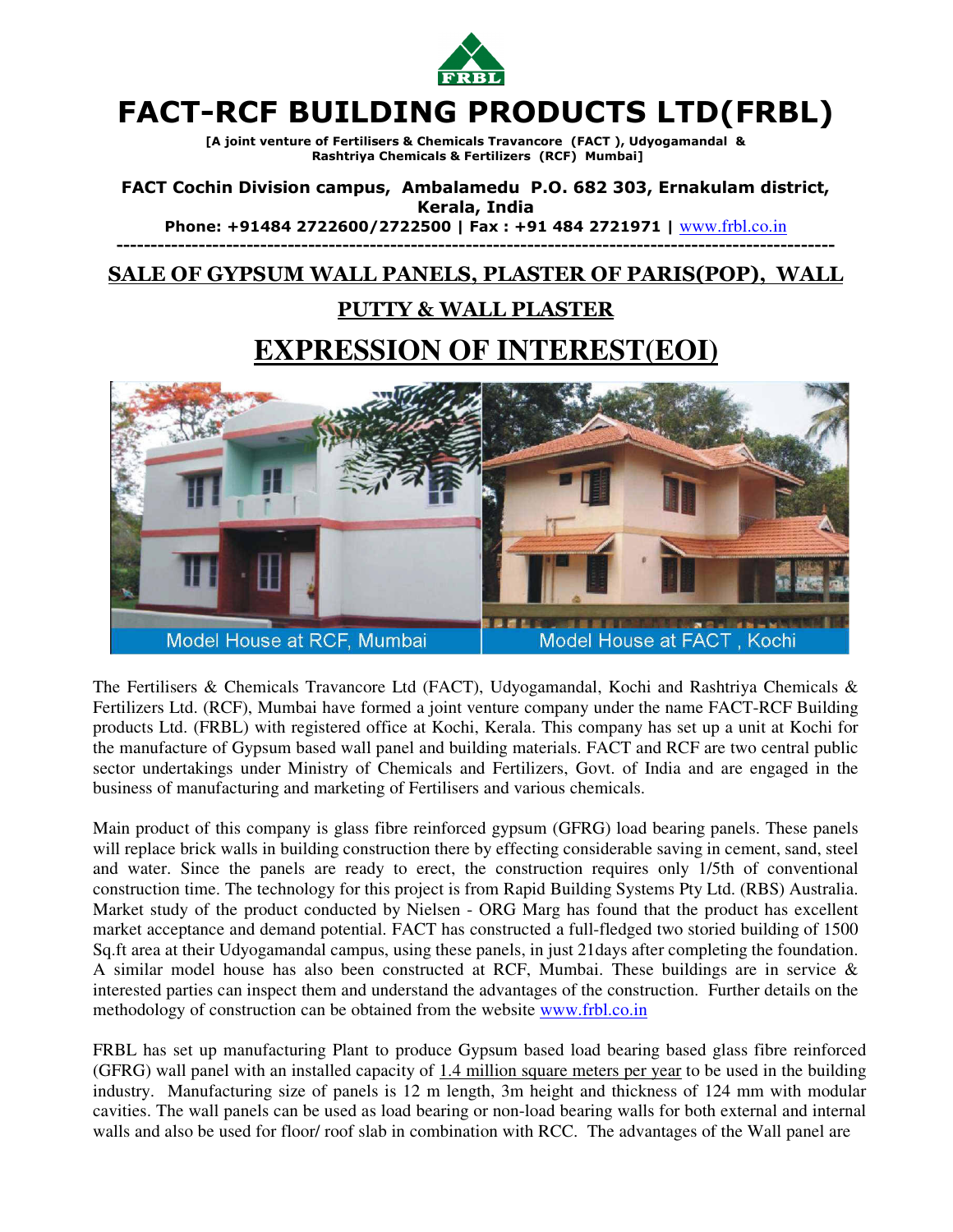# FACT-RCF BUILDING PRODUCTS LTD(FRBL)

**[A joint venture of Fertilisers & Chemicals Travancore (FACT ), Udyogamandal & Rashtriya Chemicals & Fertilizers (RCF) Mumbai]**

**FACT Cochin Division campus, Ambalamedu P.O. 682 303, Ernakulam district, Kerala, India**

**Phone: +91484 2722600/2722500 | Fax : +91 484 2721971 |** www.frbl.co.in

---

## SALE OF GYPSUM WALL PANELS, PLASTER OF PARIS(POP), WALL PUTTY & WALL PLASTER

# EXPRESSION OF INTEREST(EOI)

Model House at RCF, Mumbai | Model House at FACT , Kochi

The Fertilisers & Chemicals Travancore Ltd (FACT), Udyogamandal, Kochi and Rashtriya Chemicals & Fertilizers Ltd. (RCF), Mumbai have formed a joint venture company under the name FACT-RCF Building products Ltd. (FRBL) with registered office at Kochi, Kerala. This company has set up a unit at Kochi for the manufacture of Gypsum based wall panel and building materials. FACT and RCF are two central public sector undertakings under Ministry of Chemicals and Fertilizers, Govt. of India and are engaged in the business of manufacturing and marketing of Fertilisers and various chemicals.

Main product of this company is glass fibre reinforced gypsum (GFRG) load bearing panels. These panels will replace brick walls in building construction there by effecting considerable saving in cement, sand, steel and water. Since the panels are ready to erect, the construction requires only 1/5th of conventional construction time. The technology for this project is from Rapid Building Systems Pty Ltd. (RBS) Australia. Market study of the product conducted by Nielsen - ORG Marg has found that the product has excellent market acceptance and demand potential. FACT has constructed a full-fledged two storied building of 1500 Sq.ft area at their Udyogamandal campus, using these panels, in just 21days after completing the foundation. A similar model house has also been constructed at RCF, Mumbai. These buildings are in service & interested parties can inspect them and understand the advantages of the construction. Further details on the methodology of construction can be obtained from the website www.frbl.co.in

FRBL has set up manufacturing Plant to produce Gypsum based load bearing based glass fibre reinforced (GFRG) wall panel with an installed capacity of 1.4 million square meters per year to be used in the building industry. Manufacturing size of panels is 12 m length, 3m height and thickness of 124 mm with modular cavities. The wall panels can be used as load bearing or non-load bearing walls for both external and internal walls and also be used for floor/ roof slab in combination with RCC. The advantages of the Wall panel are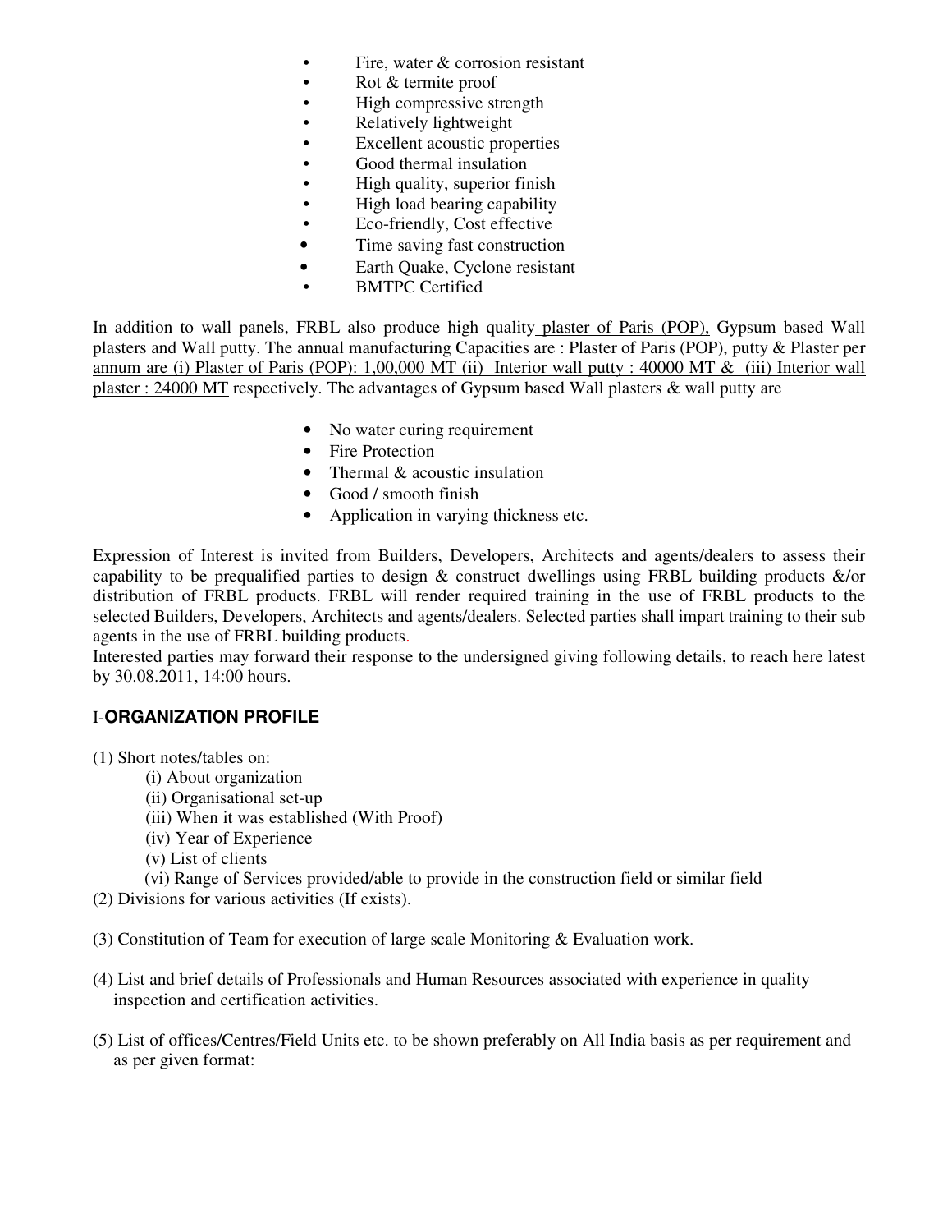- Fire, water & corrosion resistant
- Rot & termite proof
- High compressive strength
- Relatively lightweight
- Excellent acoustic properties
- Good thermal insulation
- High quality, superior finish
- High load bearing capability
- Eco-friendly, Cost effective
- Time saving fast construction
- Earth Quake, Cyclone resistant
- BMTPC Certified

In addition to wall panels, FRBL also produce high quality plaster of Paris (POP), Gypsum based Wall plasters and Wall putty. The annual manufacturing Capacities are : Plaster of Paris (POP), putty & Plaster per annum are (i) Plaster of Paris (POP): 1,00,000 MT (ii) Interior wall putty : 40000 MT & (iii) Interior wall plaster : 24000 MT respectively. The advantages of Gypsum based Wall plasters & wall putty are

- No water curing requirement
- Fire Protection
- Thermal & acoustic insulation
- Good / smooth finish
- Application in varying thickness etc.

Expression of Interest is invited from Builders, Developers, Architects and agents/dealers to assess their capability to be prequalified parties to design & construct dwellings using FRBL building products &/or distribution of FRBL products. FRBL will render required training in the use of FRBL products to the selected Builders, Developers, Architects and agents/dealers. Selected parties shall impart training to their sub agents in the use of FRBL building products.

Interested parties may forward their response to the undersigned giving following details, to reach here latest by 30.08.2011, 14:00 hours.

## I-ORGANIZATION PROFILE

(1) Short notes/tables on:

(i) About organization

(ii) Organisational set-up

(iii) When it was established (With Proof)

(iv) Year of Experience

(v) List of clients

(vi) Range of Services provided/able to provide in the construction field or similar field

(2) Divisions for various activities (If exists).

(3) Constitution of Team for execution of large scale Monitoring & Evaluation work.

(4) List and brief details of Professionals and Human Resources associated with experience in quality inspection and certification activities.

(5) List of offices/Centres/Field Units etc. to be shown preferably on All India basis as per requirement and as per given format: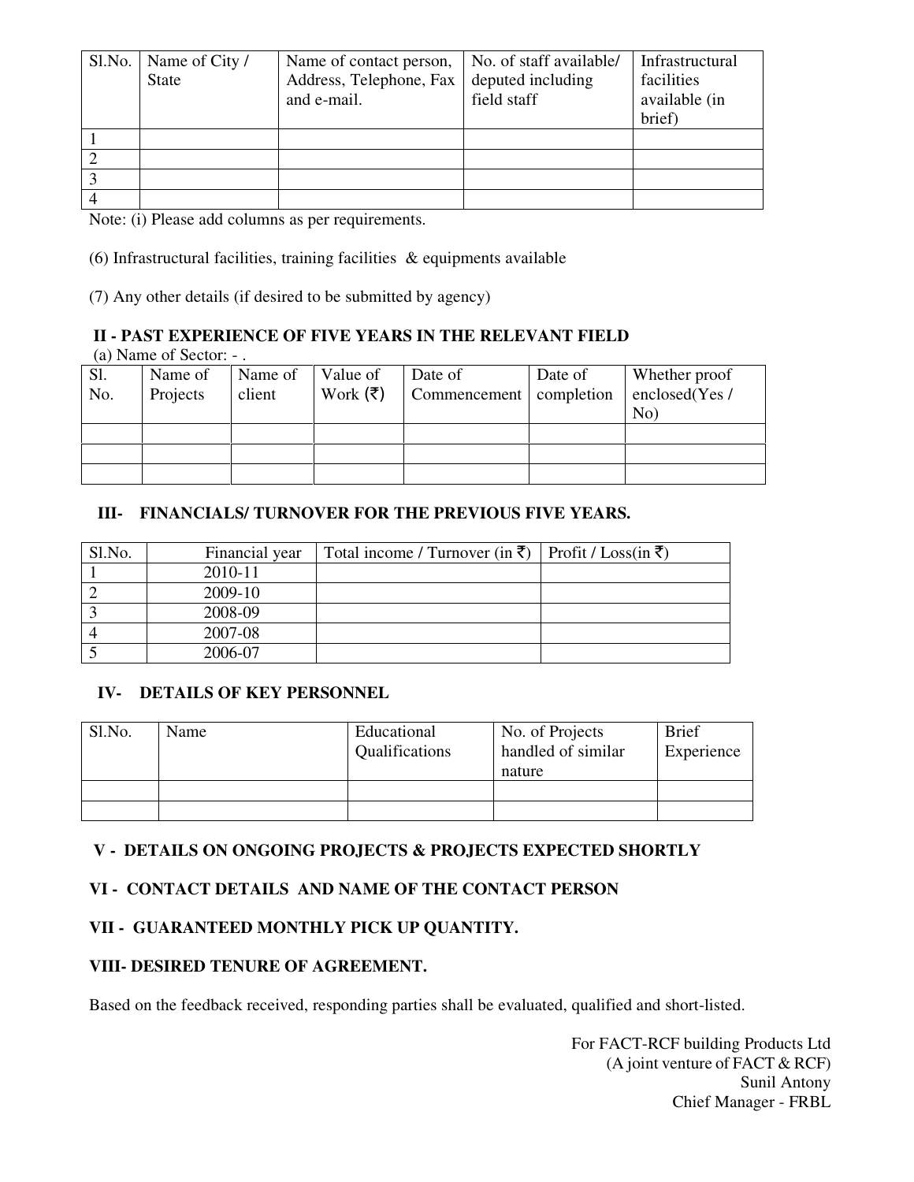| Sl.No. | Name of City / State | Name of contact person, Address, Telephone, Fax and e-mail. | No. of staff available/ deputed including field staff | Infrastructural facilities available (in brief) |
|---|---|---|---|---|
| 1 | | | | |
| 2 | | | | |
| 3 | | | | |
| 4 | | | | |

Note: (i) Please add columns as per requirements.

(6) Infrastructural facilities, training facilities & equipments available

(7) Any other details (if desired to be submitted by agency)

### II - PAST EXPERIENCE OF FIVE YEARS IN THE RELEVANT FIELD

(a) Name of Sector: - .

| Sl. No. | Name of Projects | Name of client | Value of Work (₹) | Date of Commencement | Date of completion | Whether proof enclosed(Yes / No) |
|---|---|---|---|---|---|---|
| | | | | | | |
| | | | | | | |
| | | | | | | |

### III- FINANCIALS/ TURNOVER FOR THE PREVIOUS FIVE YEARS.

| Sl.No. | Financial year | Total income / Turnover (in ₹) | Profit / Loss(in ₹) |
|---|---|---|---|
| 1 | 2010-11 | | |
| 2 | 2009-10 | | |
| 3 | 2008-09 | | |
| 4 | 2007-08 | | |
| 5 | 2006-07 | | |

### IV- DETAILS OF KEY PERSONNEL

| Sl.No. | Name | Educational Qualifications | No. of Projects handled of similar nature | Brief Experience |
|---|---|---|---|---|
| | | | | |
| | | | | |

### V - DETAILS ON ONGOING PROJECTS & PROJECTS EXPECTED SHORTLY

### VI - CONTACT DETAILS AND NAME OF THE CONTACT PERSON

### VII - GUARANTEED MONTHLY PICK UP QUANTITY.

### VIII- DESIRED TENURE OF AGREEMENT.

Based on the feedback received, responding parties shall be evaluated, qualified and short-listed.

For FACT-RCF building Products Ltd
(A joint venture of FACT & RCF)
Sunil Antony
Chief Manager - FRBL